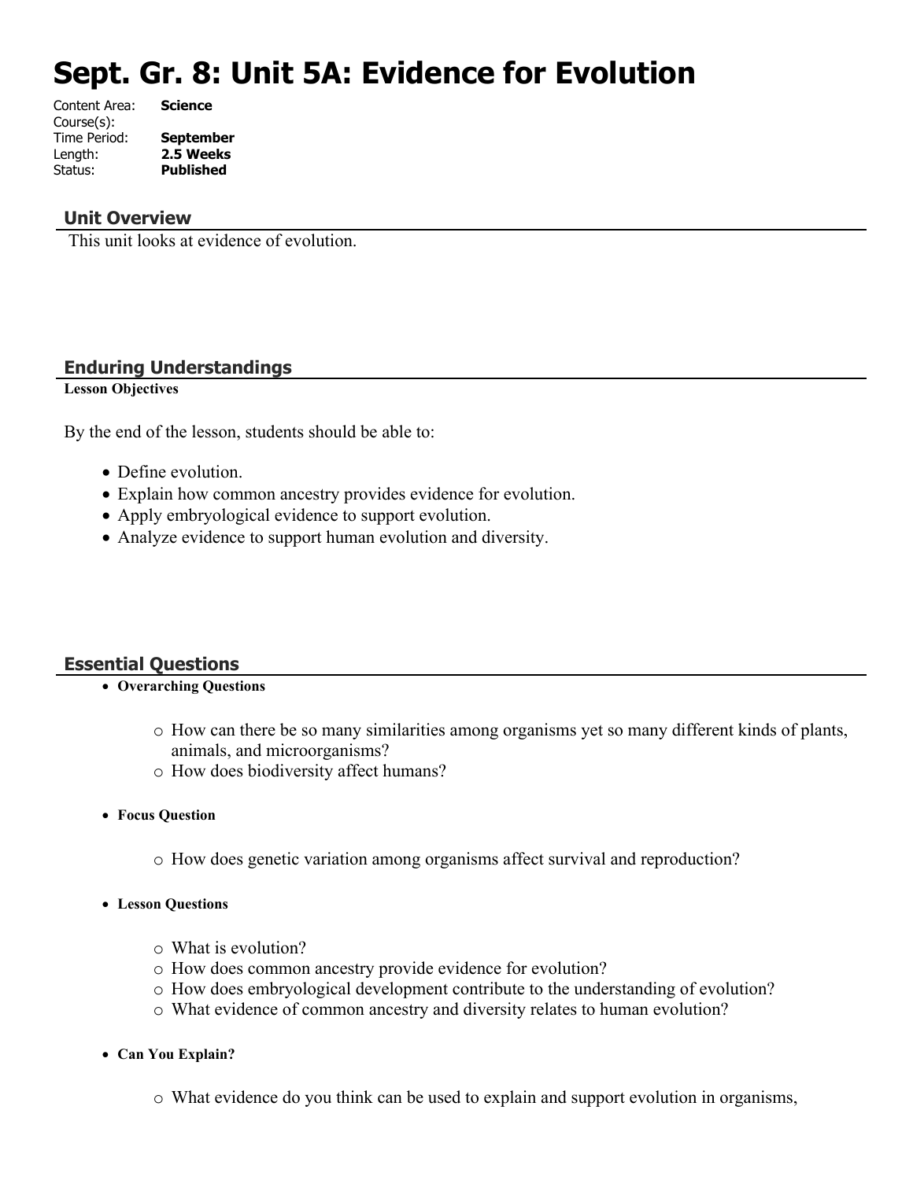# Sept. Gr. 8: Unit 5A: Evidence for Evolution

Content Area: **Science**
Course(s):
Time Period: **September**
Length: **2.5 Weeks**
Status: **Published**

## Unit Overview

This unit looks at evidence of evolution.

## Enduring Understandings

**Lesson Objectives**

By the end of the lesson, students should be able to:

- Define evolution.
- Explain how common ancestry provides evidence for evolution.
- Apply embryological evidence to support evolution.
- Analyze evidence to support human evolution and diversity.

## Essential Questions

- **Overarching Questions**
  - How can there be so many similarities among organisms yet so many different kinds of plants, animals, and microorganisms?
  - How does biodiversity affect humans?
- **Focus Question**
  - How does genetic variation among organisms affect survival and reproduction?
- **Lesson Questions**
  - What is evolution?
  - How does common ancestry provide evidence for evolution?
  - How does embryological development contribute to the understanding of evolution?
  - What evidence of common ancestry and diversity relates to human evolution?
- **Can You Explain?**
  - What evidence do you think can be used to explain and support evolution in organisms,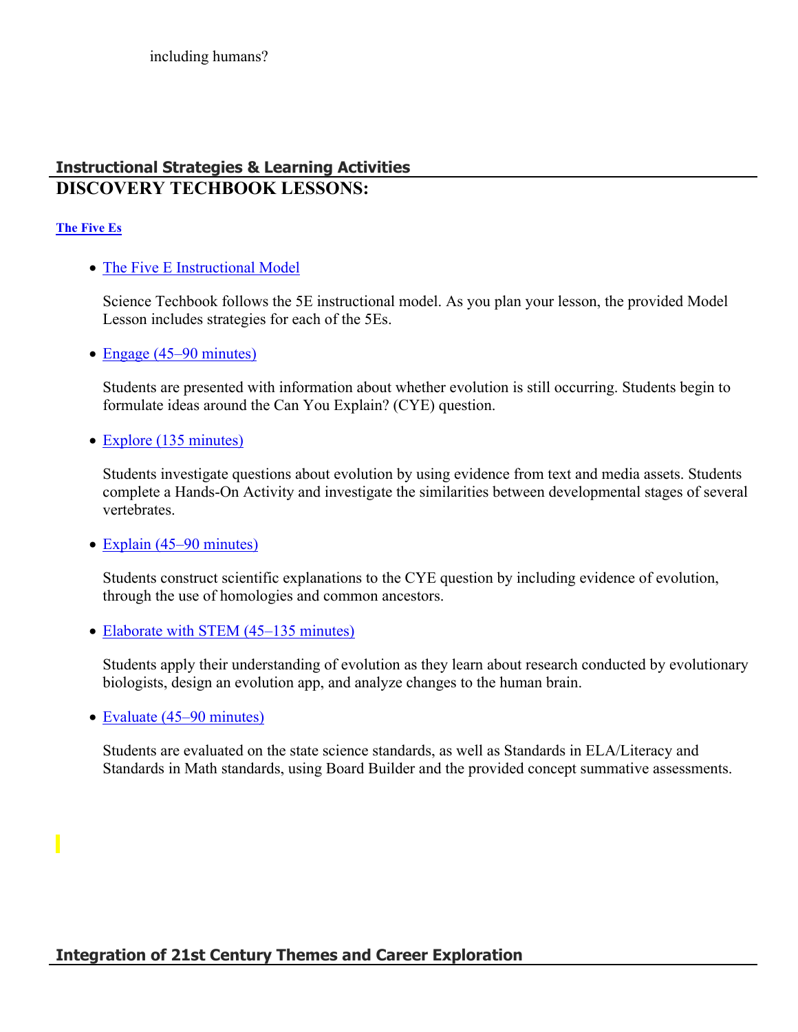including humans?

## Instructional Strategies & Learning Activities

# DISCOVERY TECHBOOK LESSONS:

**The Five Es**

- The Five E Instructional Model

  Science Techbook follows the 5E instructional model. As you plan your lesson, the provided Model Lesson includes strategies for each of the 5Es.

- Engage (45–90 minutes)

  Students are presented with information about whether evolution is still occurring. Students begin to formulate ideas around the Can You Explain? (CYE) question.

- Explore (135 minutes)

  Students investigate questions about evolution by using evidence from text and media assets. Students complete a Hands-On Activity and investigate the similarities between developmental stages of several vertebrates.

- Explain (45–90 minutes)

  Students construct scientific explanations to the CYE question by including evidence of evolution, through the use of homologies and common ancestors.

- Elaborate with STEM (45–135 minutes)

  Students apply their understanding of evolution as they learn about research conducted by evolutionary biologists, design an evolution app, and analyze changes to the human brain.

- Evaluate (45–90 minutes)

  Students are evaluated on the state science standards, as well as Standards in ELA/Literacy and Standards in Math standards, using Board Builder and the provided concept summative assessments.

## Integration of 21st Century Themes and Career Exploration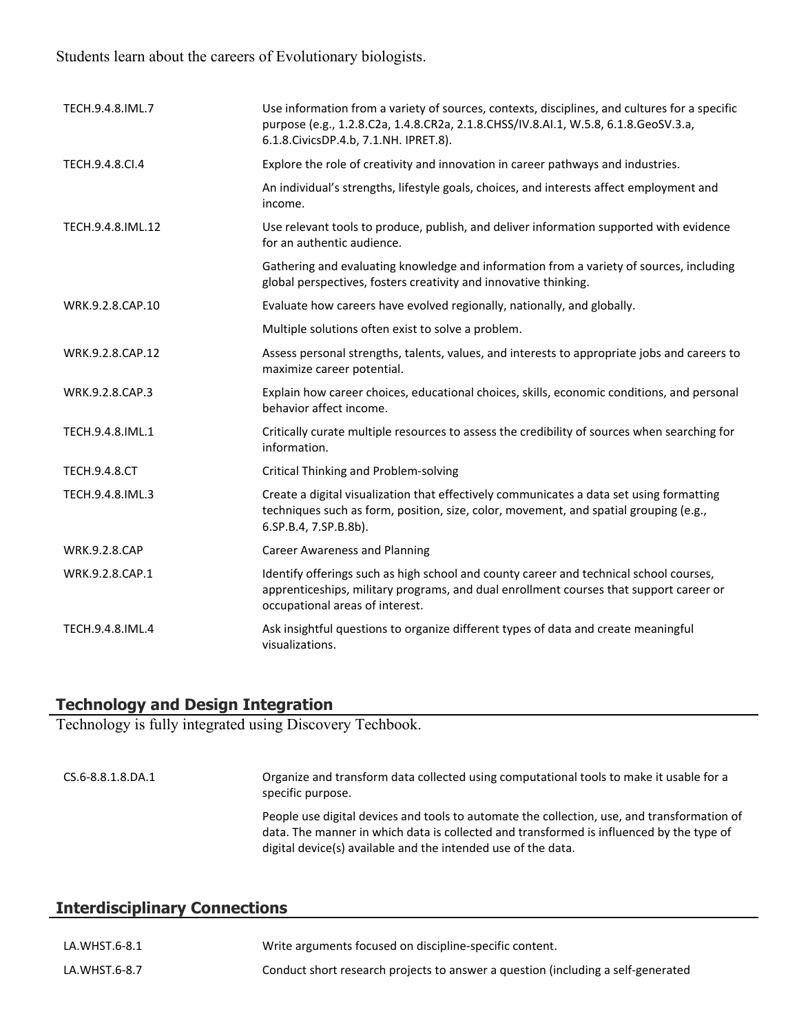Students learn about the careers of Evolutionary biologists.

| | |
|---|---|
| TECH.9.4.8.IML.7 | Use information from a variety of sources, contexts, disciplines, and cultures for a specific purpose (e.g., 1.2.8.C2a, 1.4.8.CR2a, 2.1.8.CHSS/IV.8.AI.1, W.5.8, 6.1.8.GeoSV.3.a, 6.1.8.CivicsDP.4.b, 7.1.NH. IPRET.8). |
| TECH.9.4.8.CI.4 | Explore the role of creativity and innovation in career pathways and industries. |
| | An individual's strengths, lifestyle goals, choices, and interests affect employment and income. |
| TECH.9.4.8.IML.12 | Use relevant tools to produce, publish, and deliver information supported with evidence for an authentic audience. |
| | Gathering and evaluating knowledge and information from a variety of sources, including global perspectives, fosters creativity and innovative thinking. |
| WRK.9.2.8.CAP.10 | Evaluate how careers have evolved regionally, nationally, and globally. |
| | Multiple solutions often exist to solve a problem. |
| WRK.9.2.8.CAP.12 | Assess personal strengths, talents, values, and interests to appropriate jobs and careers to maximize career potential. |
| WRK.9.2.8.CAP.3 | Explain how career choices, educational choices, skills, economic conditions, and personal behavior affect income. |
| TECH.9.4.8.IML.1 | Critically curate multiple resources to assess the credibility of sources when searching for information. |
| TECH.9.4.8.CT | Critical Thinking and Problem-solving |
| TECH.9.4.8.IML.3 | Create a digital visualization that effectively communicates a data set using formatting techniques such as form, position, size, color, movement, and spatial grouping (e.g., 6.SP.B.4, 7.SP.B.8b). |
| WRK.9.2.8.CAP | Career Awareness and Planning |
| WRK.9.2.8.CAP.1 | Identify offerings such as high school and county career and technical school courses, apprenticeships, military programs, and dual enrollment courses that support career or occupational areas of interest. |
| TECH.9.4.8.IML.4 | Ask insightful questions to organize different types of data and create meaningful visualizations. |

## Technology and Design Integration

Technology is fully integrated using Discovery Techbook.

| | |
|---|---|
| CS.6-8.8.1.8.DA.1 | Organize and transform data collected using computational tools to make it usable for a specific purpose. |
| | People use digital devices and tools to automate the collection, use, and transformation of data. The manner in which data is collected and transformed is influenced by the type of digital device(s) available and the intended use of the data. |

## Interdisciplinary Connections

| | |
|---|---|
| LA.WHST.6-8.1 | Write arguments focused on discipline-specific content. |
| LA.WHST.6-8.7 | Conduct short research projects to answer a question (including a self-generated |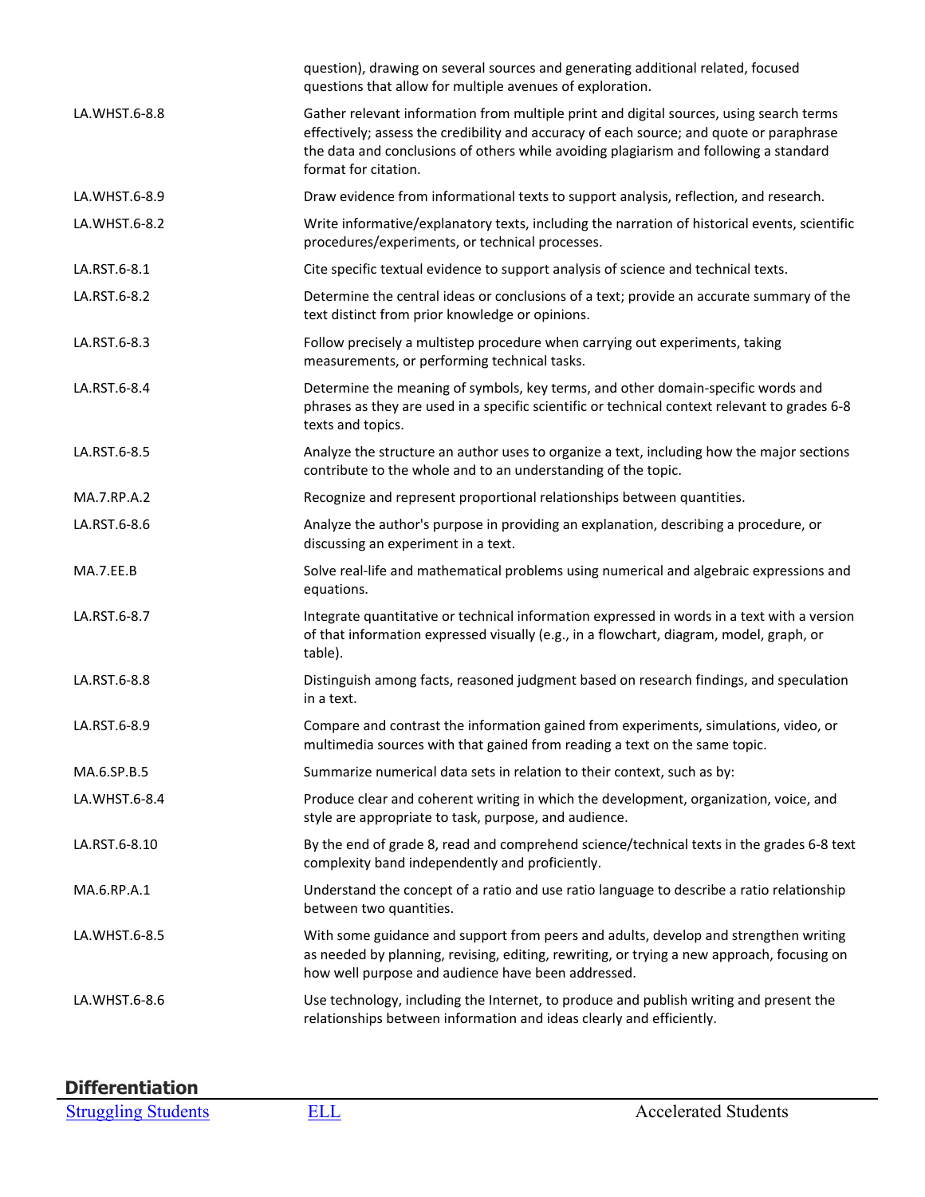| | |
|---|---|
| | question), drawing on several sources and generating additional related, focused questions that allow for multiple avenues of exploration. |
| LA.WHST.6-8.8 | Gather relevant information from multiple print and digital sources, using search terms effectively; assess the credibility and accuracy of each source; and quote or paraphrase the data and conclusions of others while avoiding plagiarism and following a standard format for citation. |
| LA.WHST.6-8.9 | Draw evidence from informational texts to support analysis, reflection, and research. |
| LA.WHST.6-8.2 | Write informative/explanatory texts, including the narration of historical events, scientific procedures/experiments, or technical processes. |
| LA.RST.6-8.1 | Cite specific textual evidence to support analysis of science and technical texts. |
| LA.RST.6-8.2 | Determine the central ideas or conclusions of a text; provide an accurate summary of the text distinct from prior knowledge or opinions. |
| LA.RST.6-8.3 | Follow precisely a multistep procedure when carrying out experiments, taking measurements, or performing technical tasks. |
| LA.RST.6-8.4 | Determine the meaning of symbols, key terms, and other domain-specific words and phrases as they are used in a specific scientific or technical context relevant to grades 6-8 texts and topics. |
| LA.RST.6-8.5 | Analyze the structure an author uses to organize a text, including how the major sections contribute to the whole and to an understanding of the topic. |
| MA.7.RP.A.2 | Recognize and represent proportional relationships between quantities. |
| LA.RST.6-8.6 | Analyze the author's purpose in providing an explanation, describing a procedure, or discussing an experiment in a text. |
| MA.7.EE.B | Solve real-life and mathematical problems using numerical and algebraic expressions and equations. |
| LA.RST.6-8.7 | Integrate quantitative or technical information expressed in words in a text with a version of that information expressed visually (e.g., in a flowchart, diagram, model, graph, or table). |
| LA.RST.6-8.8 | Distinguish among facts, reasoned judgment based on research findings, and speculation in a text. |
| LA.RST.6-8.9 | Compare and contrast the information gained from experiments, simulations, video, or multimedia sources with that gained from reading a text on the same topic. |
| MA.6.SP.B.5 | Summarize numerical data sets in relation to their context, such as by: |
| LA.WHST.6-8.4 | Produce clear and coherent writing in which the development, organization, voice, and style are appropriate to task, purpose, and audience. |
| LA.RST.6-8.10 | By the end of grade 8, read and comprehend science/technical texts in the grades 6-8 text complexity band independently and proficiently. |
| MA.6.RP.A.1 | Understand the concept of a ratio and use ratio language to describe a ratio relationship between two quantities. |
| LA.WHST.6-8.5 | With some guidance and support from peers and adults, develop and strengthen writing as needed by planning, revising, editing, rewriting, or trying a new approach, focusing on how well purpose and audience have been addressed. |
| LA.WHST.6-8.6 | Use technology, including the Internet, to produce and publish writing and present the relationships between information and ideas clearly and efficiently. |

## Differentiation

| Struggling Students | ELL | Accelerated Students |
|---|---|---|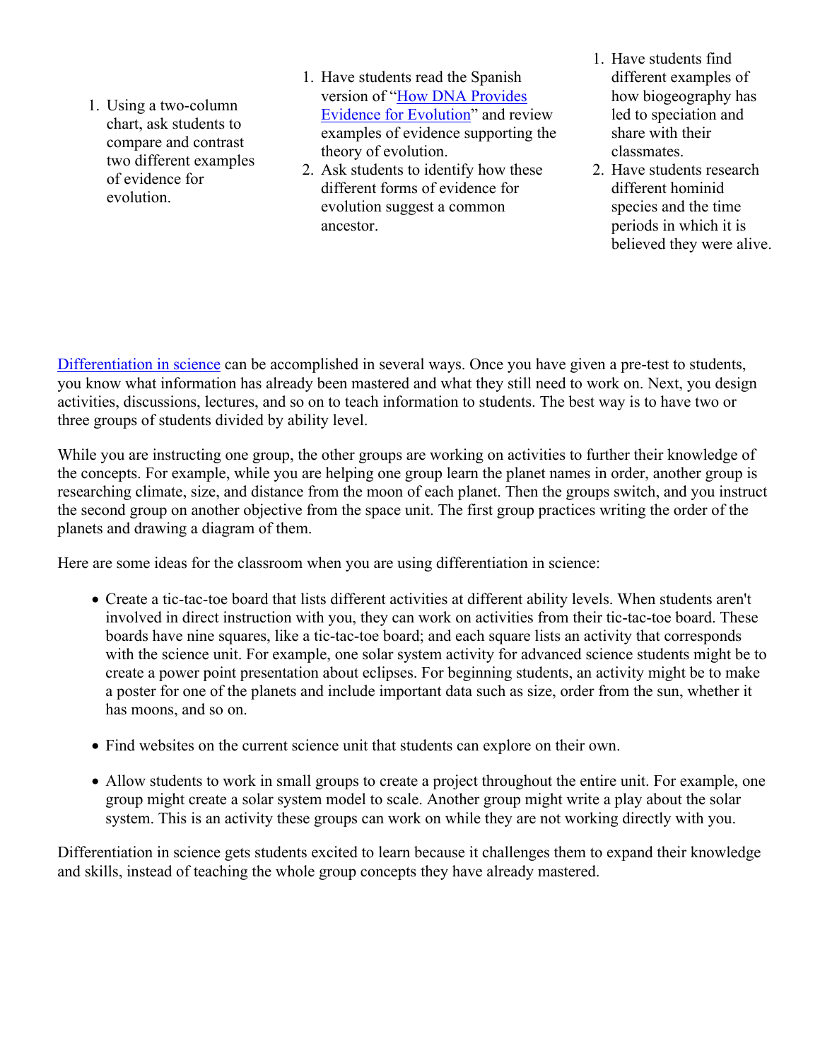1. Using a two-column chart, ask students to compare and contrast two different examples of evidence for evolution.

1. Have students read the Spanish version of "How DNA Provides Evidence for Evolution" and review examples of evidence supporting the theory of evolution.
2. Ask students to identify how these different forms of evidence for evolution suggest a common ancestor.

1. Have students find different examples of how biogeography has led to speciation and share with their classmates.
2. Have students research different hominid species and the time periods in which it is believed they were alive.

Differentiation in science can be accomplished in several ways. Once you have given a pre-test to students, you know what information has already been mastered and what they still need to work on. Next, you design activities, discussions, lectures, and so on to teach information to students. The best way is to have two or three groups of students divided by ability level.

While you are instructing one group, the other groups are working on activities to further their knowledge of the concepts. For example, while you are helping one group learn the planet names in order, another group is researching climate, size, and distance from the moon of each planet. Then the groups switch, and you instruct the second group on another objective from the space unit. The first group practices writing the order of the planets and drawing a diagram of them.

Here are some ideas for the classroom when you are using differentiation in science:

- Create a tic-tac-toe board that lists different activities at different ability levels. When students aren't involved in direct instruction with you, they can work on activities from their tic-tac-toe board. These boards have nine squares, like a tic-tac-toe board; and each square lists an activity that corresponds with the science unit. For example, one solar system activity for advanced science students might be to create a power point presentation about eclipses. For beginning students, an activity might be to make a poster for one of the planets and include important data such as size, order from the sun, whether it has moons, and so on.

- Find websites on the current science unit that students can explore on their own.

- Allow students to work in small groups to create a project throughout the entire unit. For example, one group might create a solar system model to scale. Another group might write a play about the solar system. This is an activity these groups can work on while they are not working directly with you.

Differentiation in science gets students excited to learn because it challenges them to expand their knowledge and skills, instead of teaching the whole group concepts they have already mastered.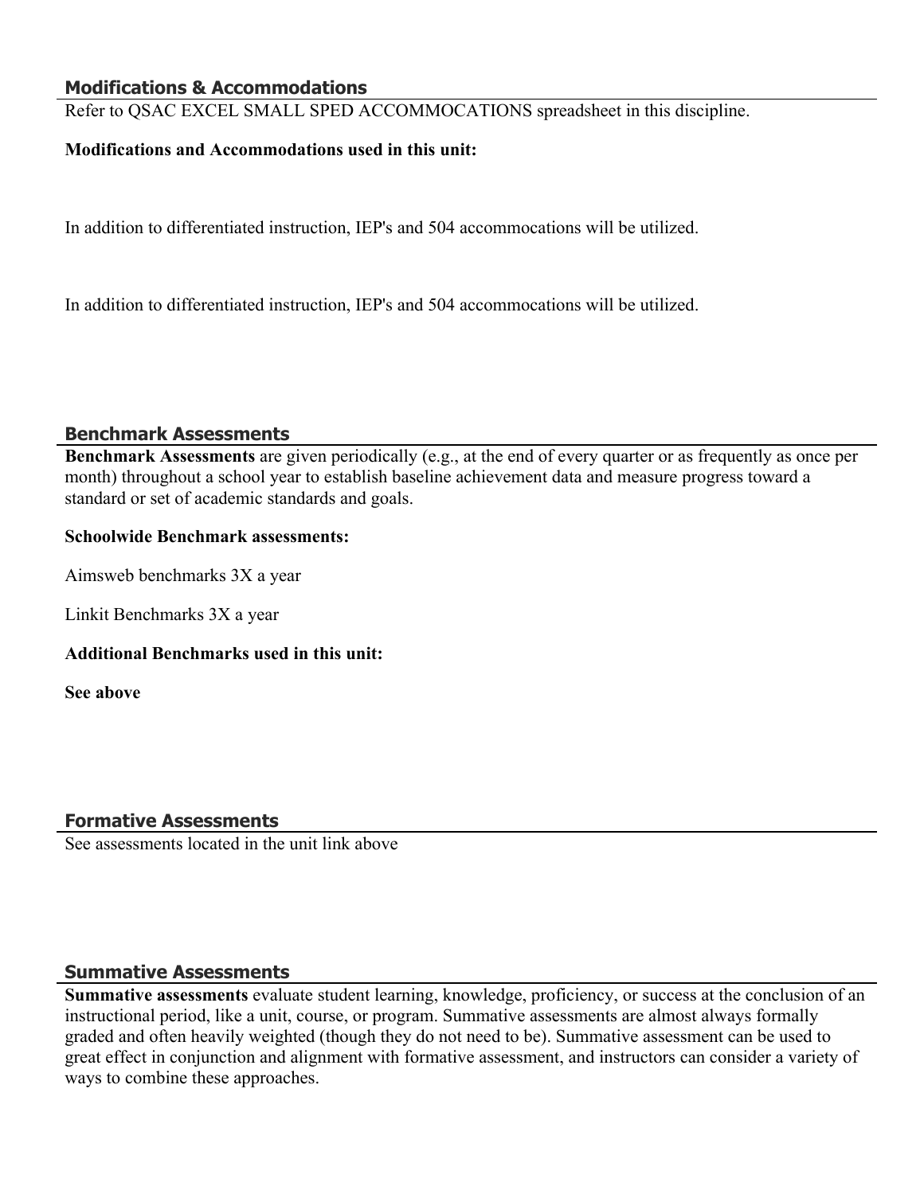## Modifications & Accommodations

Refer to QSAC EXCEL SMALL SPED ACCOMMOCATIONS spreadsheet in this discipline.

**Modifications and Accommodations used in this unit:**

In addition to differentiated instruction, IEP's and 504 accommocations will be utilized.

In addition to differentiated instruction, IEP's and 504 accommocations will be utilized.

## Benchmark Assessments

**Benchmark Assessments** are given periodically (e.g., at the end of every quarter or as frequently as once per month) throughout a school year to establish baseline achievement data and measure progress toward a standard or set of academic standards and goals.

**Schoolwide Benchmark assessments:**

Aimsweb benchmarks 3X a year

Linkit Benchmarks 3X a year

**Additional Benchmarks used in this unit:**

**See above**

## Formative Assessments

See assessments located in the unit link above

## Summative Assessments

**Summative assessments** evaluate student learning, knowledge, proficiency, or success at the conclusion of an instructional period, like a unit, course, or program. Summative assessments are almost always formally graded and often heavily weighted (though they do not need to be). Summative assessment can be used to great effect in conjunction and alignment with formative assessment, and instructors can consider a variety of ways to combine these approaches.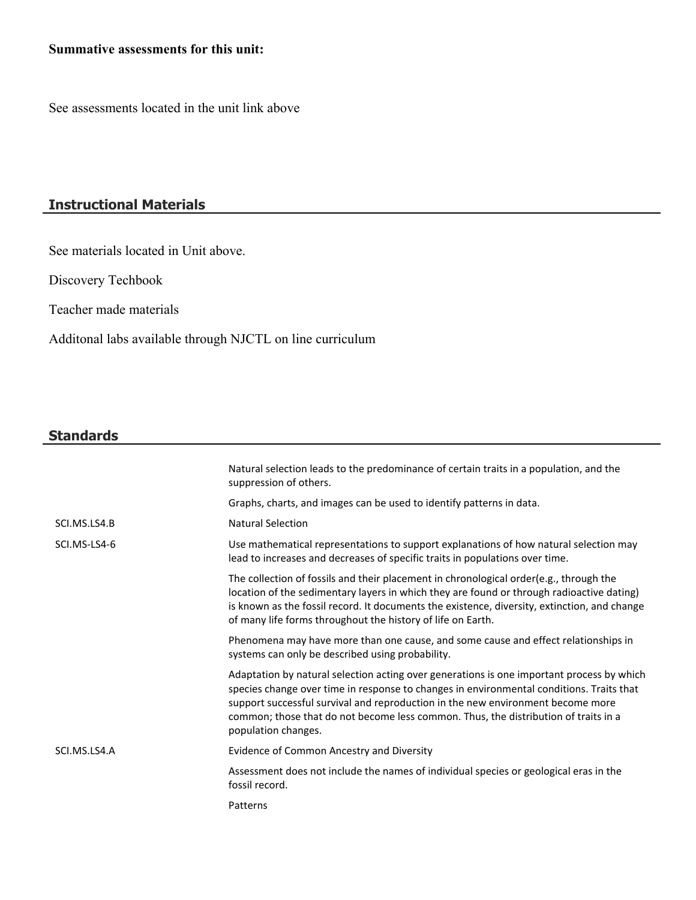**Summative assessments for this unit:**

See assessments located in the unit link above

## Instructional Materials

See materials located in Unit above.

Discovery Techbook

Teacher made materials

Additonal labs available through NJCTL on line curriculum

## Standards

| | |
|---|---|
| | Natural selection leads to the predominance of certain traits in a population, and the suppression of others. |
| | Graphs, charts, and images can be used to identify patterns in data. |
| SCI.MS.LS4.B | Natural Selection |
| SCI.MS-LS4-6 | Use mathematical representations to support explanations of how natural selection may lead to increases and decreases of specific traits in populations over time. |
| | The collection of fossils and their placement in chronological order(e.g., through the location of the sedimentary layers in which they are found or through radioactive dating) is known as the fossil record. It documents the existence, diversity, extinction, and change of many life forms throughout the history of life on Earth. |
| | Phenomena may have more than one cause, and some cause and effect relationships in systems can only be described using probability. |
| | Adaptation by natural selection acting over generations is one important process by which species change over time in response to changes in environmental conditions. Traits that support successful survival and reproduction in the new environment become more common; those that do not become less common. Thus, the distribution of traits in a population changes. |
| SCI.MS.LS4.A | Evidence of Common Ancestry and Diversity |
| | Assessment does not include the names of individual species or geological eras in the fossil record. |
| | Patterns |